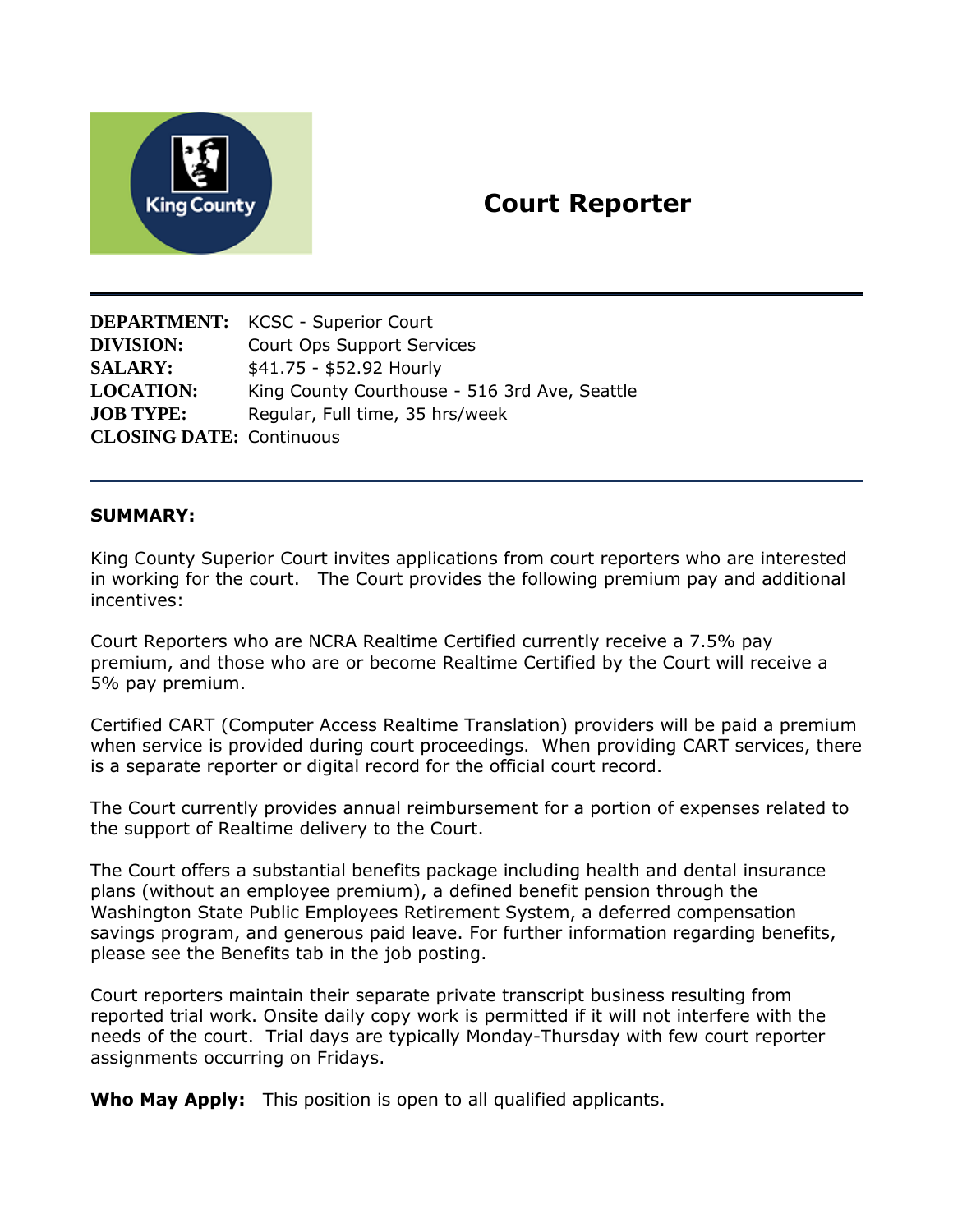# Court Reporter

**DEPARTMENT:** KCSC - Superior Court
**DIVISION:** Court Ops Support Services
**SALARY:** $41.75 - $52.92 Hourly
**LOCATION:** King County Courthouse - 516 3rd Ave, Seattle
**JOB TYPE:** Regular, Full time, 35 hrs/week
**CLOSING DATE:** Continuous

---

**SUMMARY:**

King County Superior Court invites applications from court reporters who are interested in working for the court. The Court provides the following premium pay and additional incentives:

Court Reporters who are NCRA Realtime Certified currently receive a 7.5% pay premium, and those who are or become Realtime Certified by the Court will receive a 5% pay premium.

Certified CART (Computer Access Realtime Translation) providers will be paid a premium when service is provided during court proceedings. When providing CART services, there is a separate reporter or digital record for the official court record.

The Court currently provides annual reimbursement for a portion of expenses related to the support of Realtime delivery to the Court.

The Court offers a substantial benefits package including health and dental insurance plans (without an employee premium), a defined benefit pension through the Washington State Public Employees Retirement System, a deferred compensation savings program, and generous paid leave. For further information regarding benefits, please see the Benefits tab in the job posting.

Court reporters maintain their separate private transcript business resulting from reported trial work. Onsite daily copy work is permitted if it will not interfere with the needs of the court. Trial days are typically Monday-Thursday with few court reporter assignments occurring on Fridays.

**Who May Apply:** This position is open to all qualified applicants.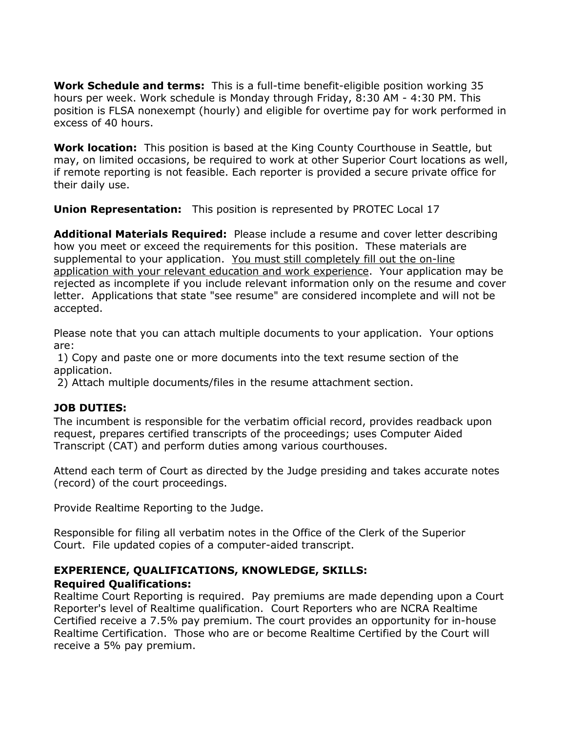**Work Schedule and terms:** This is a full-time benefit-eligible position working 35 hours per week. Work schedule is Monday through Friday, 8:30 AM - 4:30 PM. This position is FLSA nonexempt (hourly) and eligible for overtime pay for work performed in excess of 40 hours.

**Work location:** This position is based at the King County Courthouse in Seattle, but may, on limited occasions, be required to work at other Superior Court locations as well, if remote reporting is not feasible. Each reporter is provided a secure private office for their daily use.

**Union Representation:** This position is represented by PROTEC Local 17

**Additional Materials Required:** Please include a resume and cover letter describing how you meet or exceed the requirements for this position. These materials are supplemental to your application. <u>You must still completely fill out the on-line application with your relevant education and work experience</u>. Your application may be rejected as incomplete if you include relevant information only on the resume and cover letter. Applications that state "see resume" are considered incomplete and will not be accepted.

Please note that you can attach multiple documents to your application. Your options are:

1) Copy and paste one or more documents into the text resume section of the application.
2) Attach multiple documents/files in the resume attachment section.

**JOB DUTIES:**

The incumbent is responsible for the verbatim official record, provides readback upon request, prepares certified transcripts of the proceedings; uses Computer Aided Transcript (CAT) and perform duties among various courthouses.

Attend each term of Court as directed by the Judge presiding and takes accurate notes (record) of the court proceedings.

Provide Realtime Reporting to the Judge.

Responsible for filing all verbatim notes in the Office of the Clerk of the Superior Court. File updated copies of a computer-aided transcript.

**EXPERIENCE, QUALIFICATIONS, KNOWLEDGE, SKILLS:**

**Required Qualifications:**

Realtime Court Reporting is required. Pay premiums are made depending upon a Court Reporter's level of Realtime qualification. Court Reporters who are NCRA Realtime Certified receive a 7.5% pay premium. The court provides an opportunity for in-house Realtime Certification. Those who are or become Realtime Certified by the Court will receive a 5% pay premium.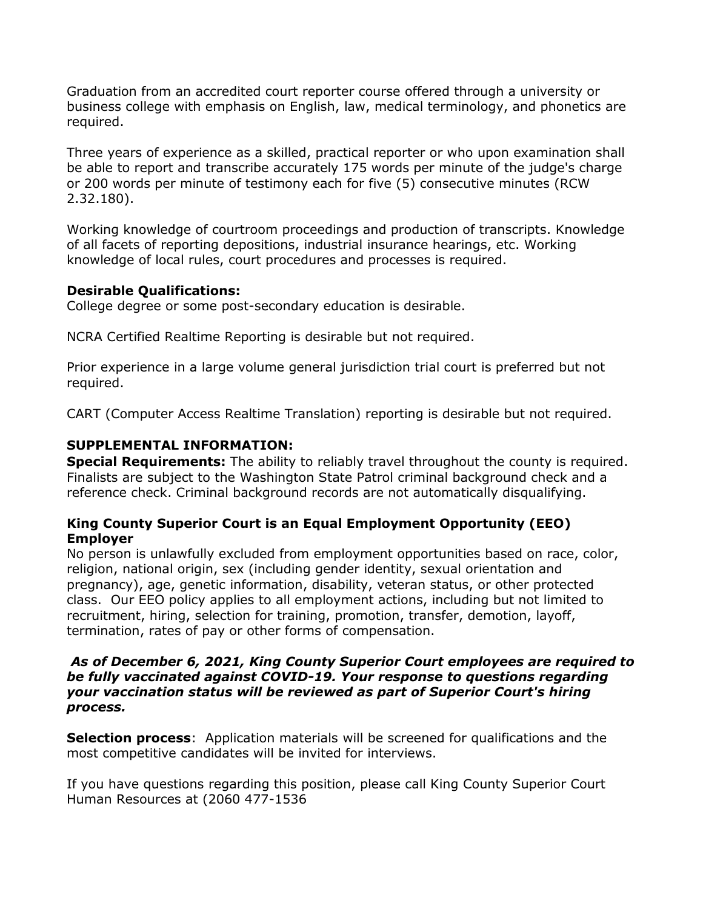Graduation from an accredited court reporter course offered through a university or business college with emphasis on English, law, medical terminology, and phonetics are required.

Three years of experience as a skilled, practical reporter or who upon examination shall be able to report and transcribe accurately 175 words per minute of the judge's charge or 200 words per minute of testimony each for five (5) consecutive minutes (RCW 2.32.180).

Working knowledge of courtroom proceedings and production of transcripts. Knowledge of all facets of reporting depositions, industrial insurance hearings, etc. Working knowledge of local rules, court procedures and processes is required.

**Desirable Qualifications:**
College degree or some post-secondary education is desirable.

NCRA Certified Realtime Reporting is desirable but not required.

Prior experience in a large volume general jurisdiction trial court is preferred but not required.

CART (Computer Access Realtime Translation) reporting is desirable but not required.

**SUPPLEMENTAL INFORMATION:**
**Special Requirements:** The ability to reliably travel throughout the county is required. Finalists are subject to the Washington State Patrol criminal background check and a reference check. Criminal background records are not automatically disqualifying.

**King County Superior Court is an Equal Employment Opportunity (EEO) Employer**
No person is unlawfully excluded from employment opportunities based on race, color, religion, national origin, sex (including gender identity, sexual orientation and pregnancy), age, genetic information, disability, veteran status, or other protected class. Our EEO policy applies to all employment actions, including but not limited to recruitment, hiring, selection for training, promotion, transfer, demotion, layoff, termination, rates of pay or other forms of compensation.

***As of December 6, 2021, King County Superior Court employees are required to be fully vaccinated against COVID-19. Your response to questions regarding your vaccination status will be reviewed as part of Superior Court's hiring process.***

**Selection process**: Application materials will be screened for qualifications and the most competitive candidates will be invited for interviews.

If you have questions regarding this position, please call King County Superior Court Human Resources at (2060 477-1536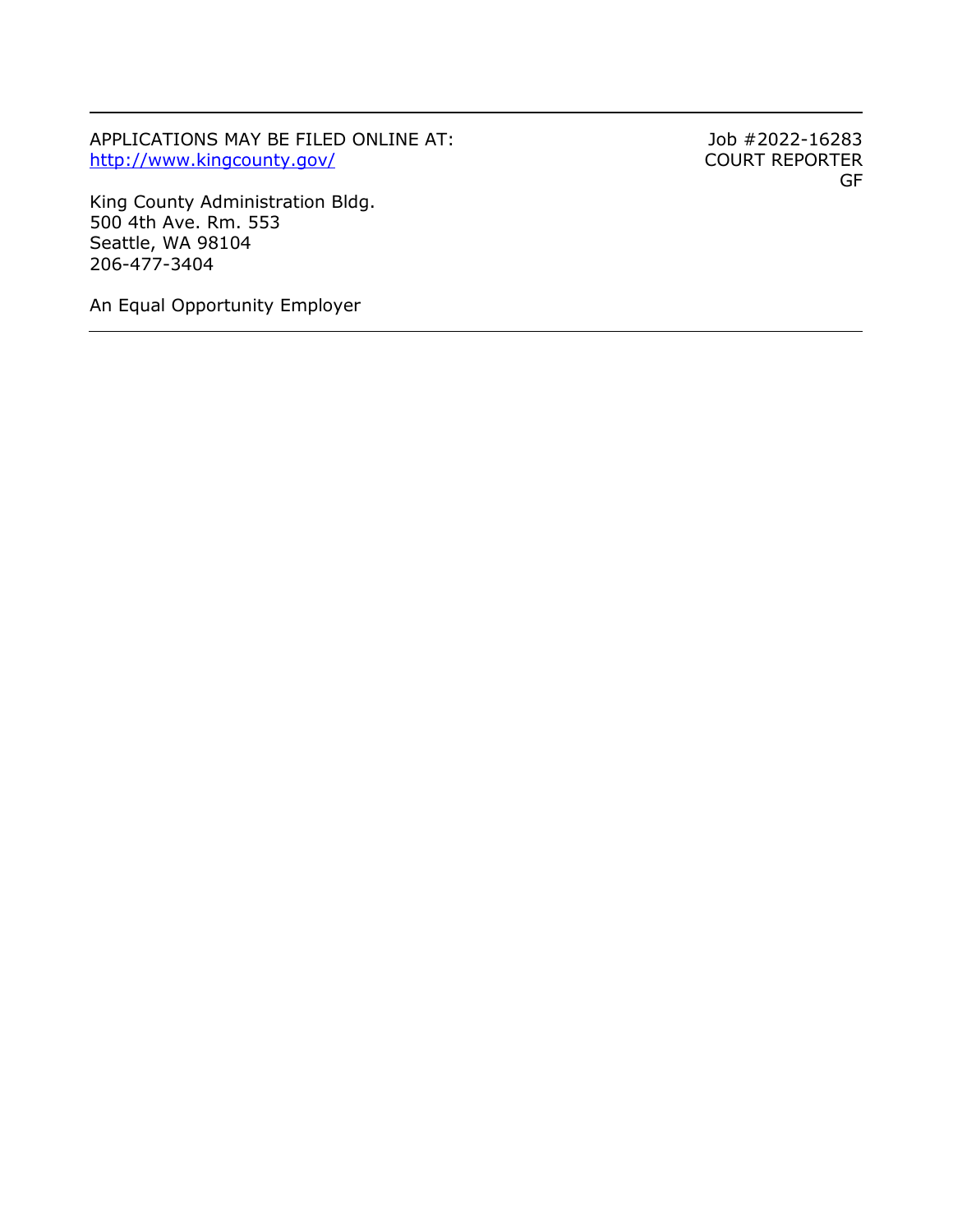---

APPLICATIONS MAY BE FILED ONLINE AT:
[http://www.kingcounty.gov/](http://www.kingcounty.gov/)

Job #2022-16283
COURT REPORTER
GF

King County Administration Bldg.
500 4th Ave. Rm. 553
Seattle, WA 98104
206-477-3404

An Equal Opportunity Employer

---